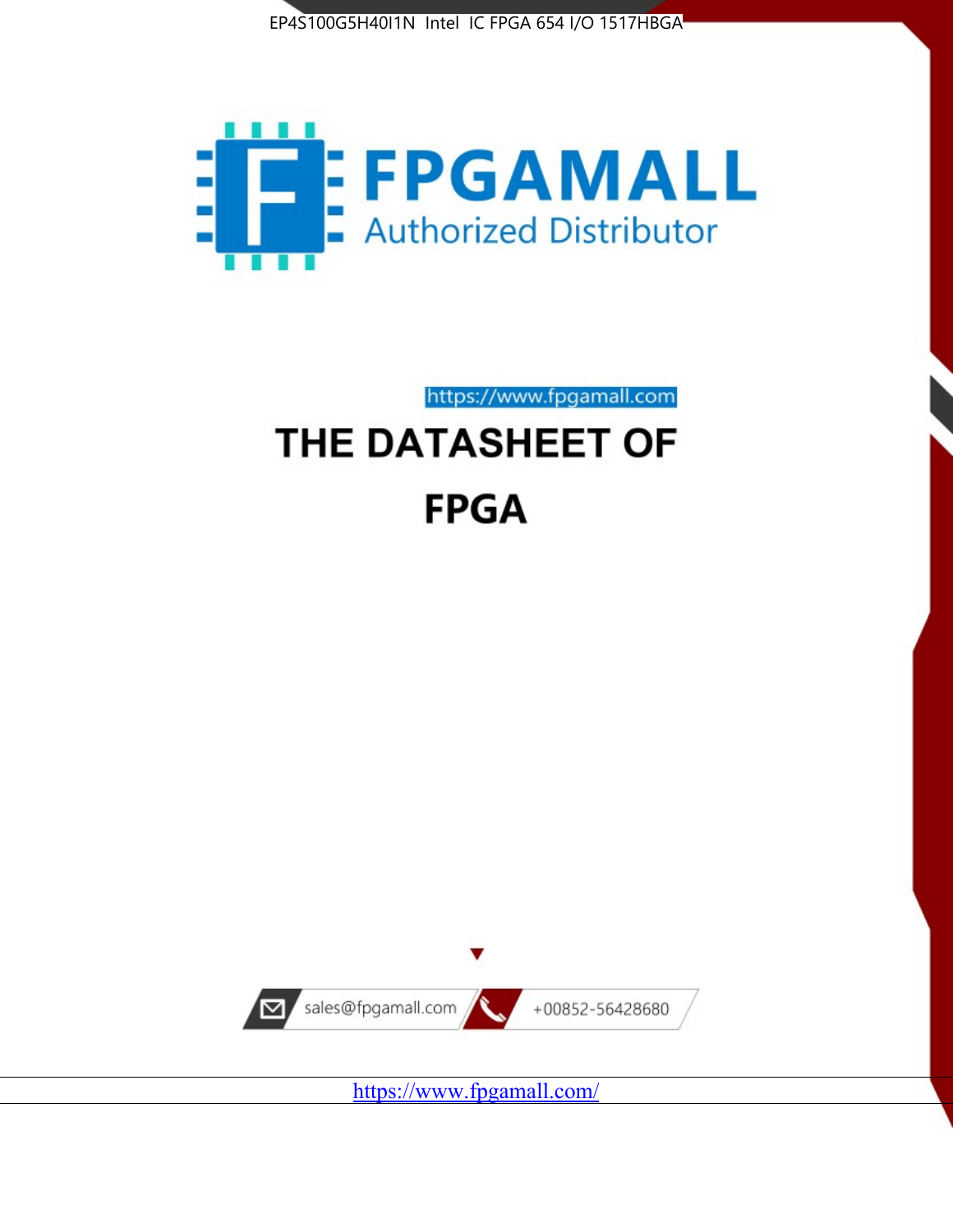EP4S100G5H40I1N Intel IC FPGA 654 I/O 1517HBGA

FPGAMALL

Authorized Distributor

https://www.fpgamall.com

# THE DATASHEET OF

# FPGA

sales@fpgamall.com

+00852-56428680

https://www.fpgamall.com/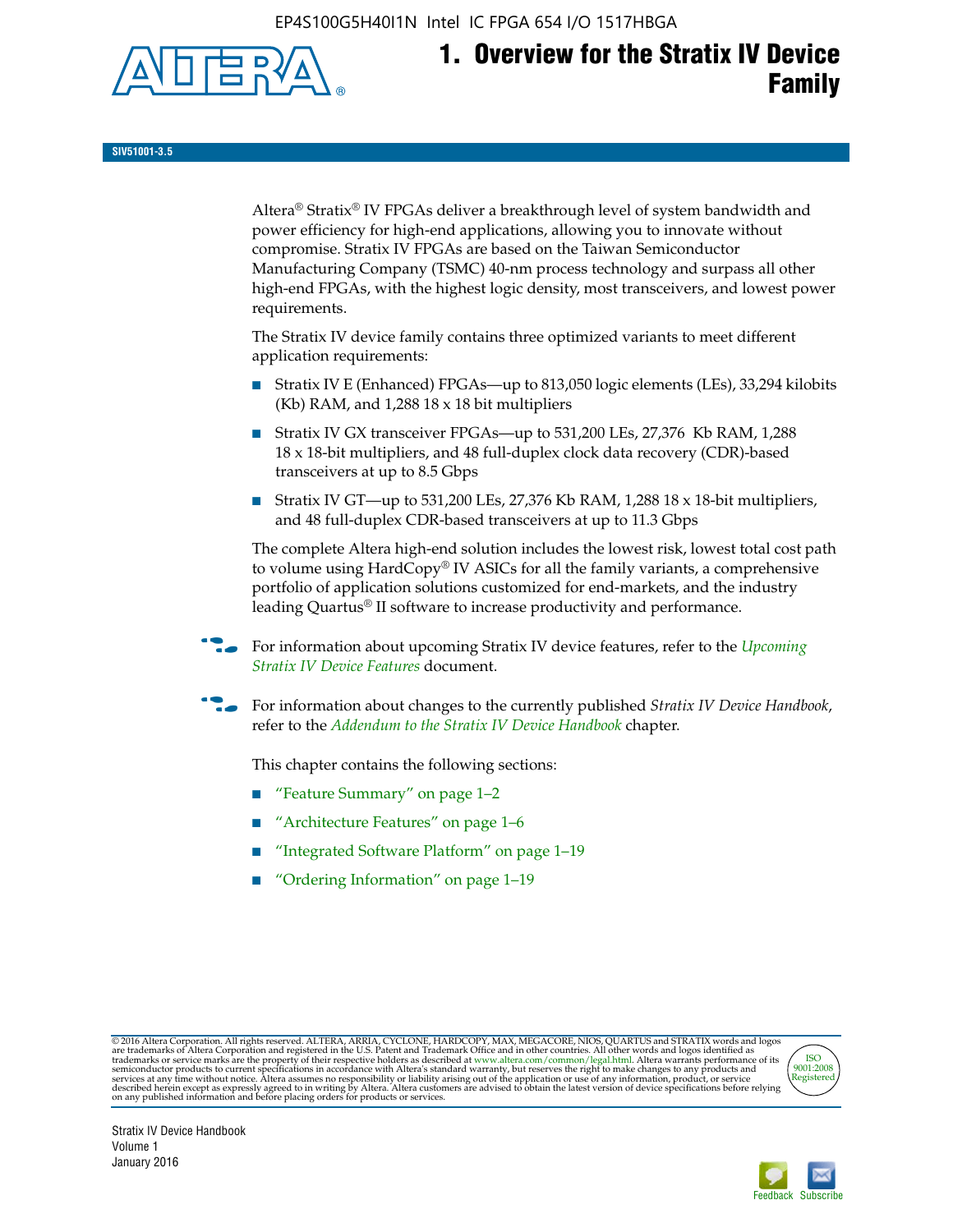# 1. Overview for the Stratix IV Device Family

SIV51001-3.5

Altera® Stratix® IV FPGAs deliver a breakthrough level of system bandwidth and power efficiency for high-end applications, allowing you to innovate without compromise. Stratix IV FPGAs are based on the Taiwan Semiconductor Manufacturing Company (TSMC) 40-nm process technology and surpass all other high-end FPGAs, with the highest logic density, most transceivers, and lowest power requirements.

The Stratix IV device family contains three optimized variants to meet different application requirements:

- Stratix IV E (Enhanced) FPGAs—up to 813,050 logic elements (LEs), 33,294 kilobits (Kb) RAM, and 1,288 18 x 18 bit multipliers
- Stratix IV GX transceiver FPGAs—up to 531,200 LEs, 27,376 Kb RAM, 1,288 18 x 18-bit multipliers, and 48 full-duplex clock data recovery (CDR)-based transceivers at up to 8.5 Gbps
- Stratix IV GT—up to 531,200 LEs, 27,376 Kb RAM, 1,288 18 x 18-bit multipliers, and 48 full-duplex CDR-based transceivers at up to 11.3 Gbps

The complete Altera high-end solution includes the lowest risk, lowest total cost path to volume using HardCopy® IV ASICs for all the family variants, a comprehensive portfolio of application solutions customized for end-markets, and the industry leading Quartus® II software to increase productivity and performance.

For information about upcoming Stratix IV device features, refer to the *Upcoming Stratix IV Device Features* document.

For information about changes to the currently published *Stratix IV Device Handbook*, refer to the *Addendum to the Stratix IV Device Handbook* chapter.

This chapter contains the following sections:

- "Feature Summary" on page 1–2
- "Architecture Features" on page 1–6
- "Integrated Software Platform" on page 1–19
- "Ordering Information" on page 1–19

© 2016 Altera Corporation. All rights reserved. ALTERA, ARRIA, CYCLONE, HARDCOPY, MAX, MEGACORE, NIOS, QUARTUS and STRATIX words and logos are trademarks of Altera Corporation and registered in the U.S. Patent and Trademark Office and in other countries. All other words and logos identified as trademarks or service marks are the property of their respective holders as described at www.altera.com/common/legal.html. Altera warrants performance of its semiconductor products to current specifications in accordance with Altera's standard warranty, but reserves the right to make changes to any products and services at any time without notice. Altera assumes no responsibility or liability arising out of the application or use of any information, product, or service described herein except as expressly agreed to in writing by Altera. Altera customers are advised to obtain the latest version of device specifications before relying on any published information and before placing orders for products or services.

ISO 9001:2008 Registered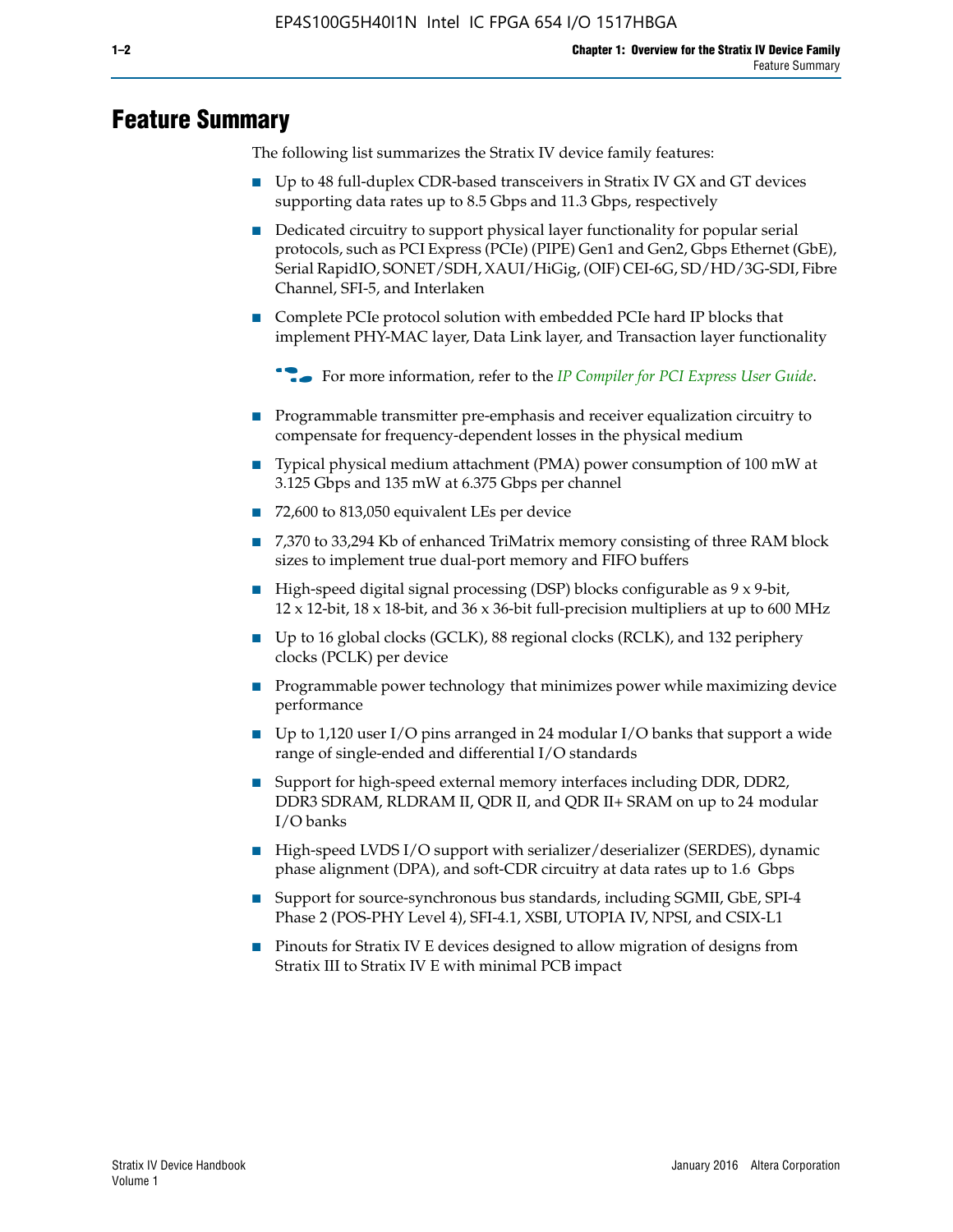# Feature Summary

The following list summarizes the Stratix IV device family features:

- Up to 48 full-duplex CDR-based transceivers in Stratix IV GX and GT devices supporting data rates up to 8.5 Gbps and 11.3 Gbps, respectively
- Dedicated circuitry to support physical layer functionality for popular serial protocols, such as PCI Express (PCIe) (PIPE) Gen1 and Gen2, Gbps Ethernet (GbE), Serial RapidIO, SONET/SDH, XAUI/HiGig, (OIF) CEI-6G, SD/HD/3G-SDI, Fibre Channel, SFI-5, and Interlaken
- Complete PCIe protocol solution with embedded PCIe hard IP blocks that implement PHY-MAC layer, Data Link layer, and Transaction layer functionality

  For more information, refer to the *IP Compiler for PCI Express User Guide*.

- Programmable transmitter pre-emphasis and receiver equalization circuitry to compensate for frequency-dependent losses in the physical medium
- Typical physical medium attachment (PMA) power consumption of 100 mW at 3.125 Gbps and 135 mW at 6.375 Gbps per channel
- 72,600 to 813,050 equivalent LEs per device
- 7,370 to 33,294 Kb of enhanced TriMatrix memory consisting of three RAM block sizes to implement true dual-port memory and FIFO buffers
- High-speed digital signal processing (DSP) blocks configurable as 9 x 9-bit, 12 x 12-bit, 18 x 18-bit, and 36 x 36-bit full-precision multipliers at up to 600 MHz
- Up to 16 global clocks (GCLK), 88 regional clocks (RCLK), and 132 periphery clocks (PCLK) per device
- Programmable power technology that minimizes power while maximizing device performance
- Up to 1,120 user I/O pins arranged in 24 modular I/O banks that support a wide range of single-ended and differential I/O standards
- Support for high-speed external memory interfaces including DDR, DDR2, DDR3 SDRAM, RLDRAM II, QDR II, and QDR II+ SRAM on up to 24 modular I/O banks
- High-speed LVDS I/O support with serializer/deserializer (SERDES), dynamic phase alignment (DPA), and soft-CDR circuitry at data rates up to 1.6 Gbps
- Support for source-synchronous bus standards, including SGMII, GbE, SPI-4 Phase 2 (POS-PHY Level 4), SFI-4.1, XSBI, UTOPIA IV, NPSI, and CSIX-L1
- Pinouts for Stratix IV E devices designed to allow migration of designs from Stratix III to Stratix IV E with minimal PCB impact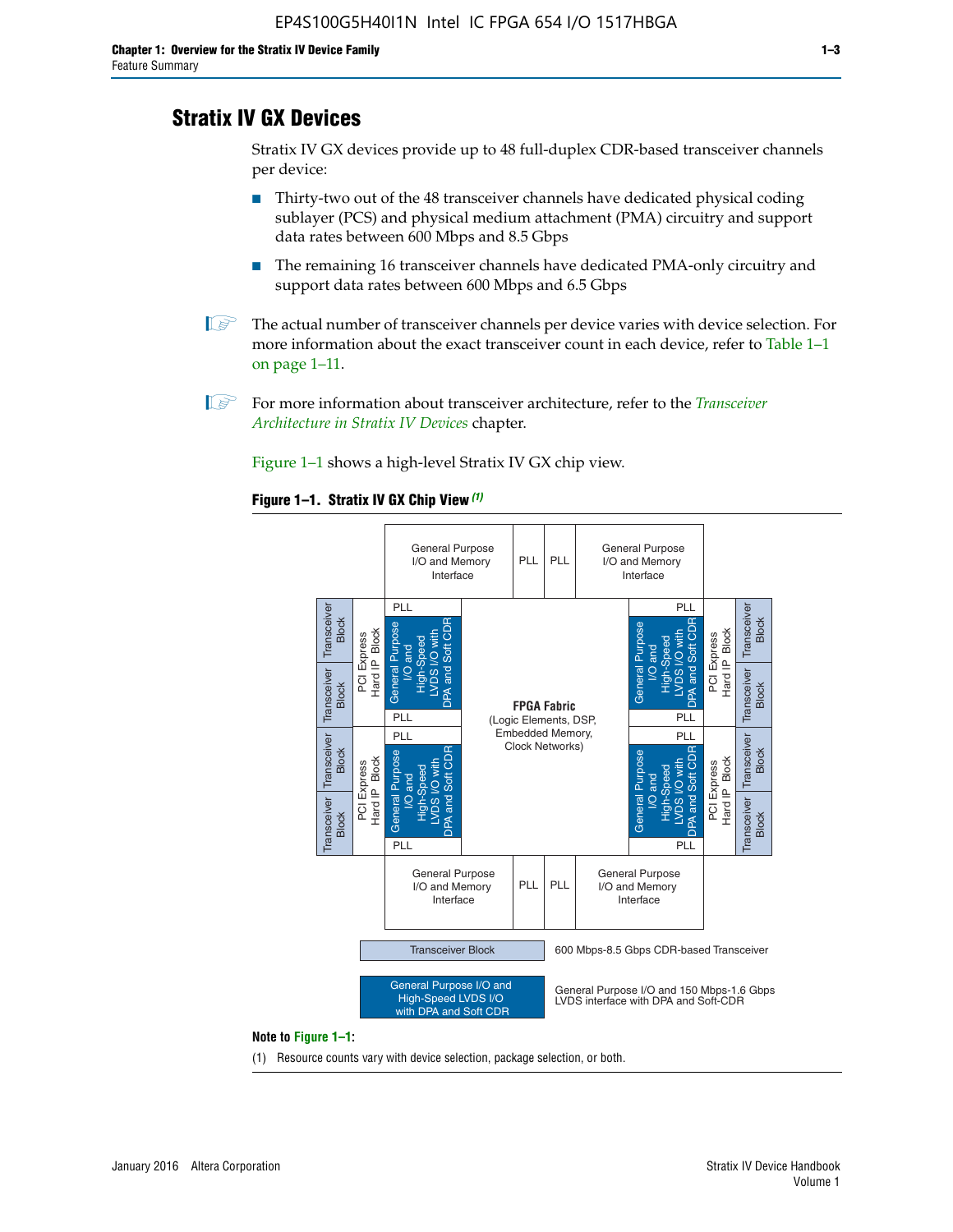## Stratix IV GX Devices

Stratix IV GX devices provide up to 48 full-duplex CDR-based transceiver channels per device:

- Thirty-two out of the 48 transceiver channels have dedicated physical coding sublayer (PCS) and physical medium attachment (PMA) circuitry and support data rates between 600 Mbps and 8.5 Gbps
- The remaining 16 transceiver channels have dedicated PMA-only circuitry and support data rates between 600 Mbps and 6.5 Gbps

The actual number of transceiver channels per device varies with device selection. For more information about the exact transceiver count in each device, refer to Table 1–1 on page 1–11.

For more information about transceiver architecture, refer to the *Transceiver Architecture in Stratix IV Devices* chapter.

Figure 1–1 shows a high-level Stratix IV GX chip view.

**Figure 1–1. Stratix IV GX Chip View** *(1)*

General Purpose I/O and Memory Interface | PLL | PLL | General Purpose I/O and Memory Interface

Transceiver Block | Transceiver Block | PCI Express Hard IP Block | PLL | General Purpose I/O and High-Speed LVDS I/O with DPA and Soft CDR | PLL

**FPGA Fabric** (Logic Elements, DSP, Embedded Memory, Clock Networks)

General Purpose I/O and Memory Interface | PLL | PLL | General Purpose I/O and Memory Interface

Transceiver Block — 600 Mbps-8.5 Gbps CDR-based Transceiver

General Purpose I/O and High-Speed LVDS I/O with DPA and Soft CDR — General Purpose I/O and 150 Mbps-1.6 Gbps LVDS interface with DPA and Soft-CDR

**Note to Figure 1–1:**

(1) Resource counts vary with device selection, package selection, or both.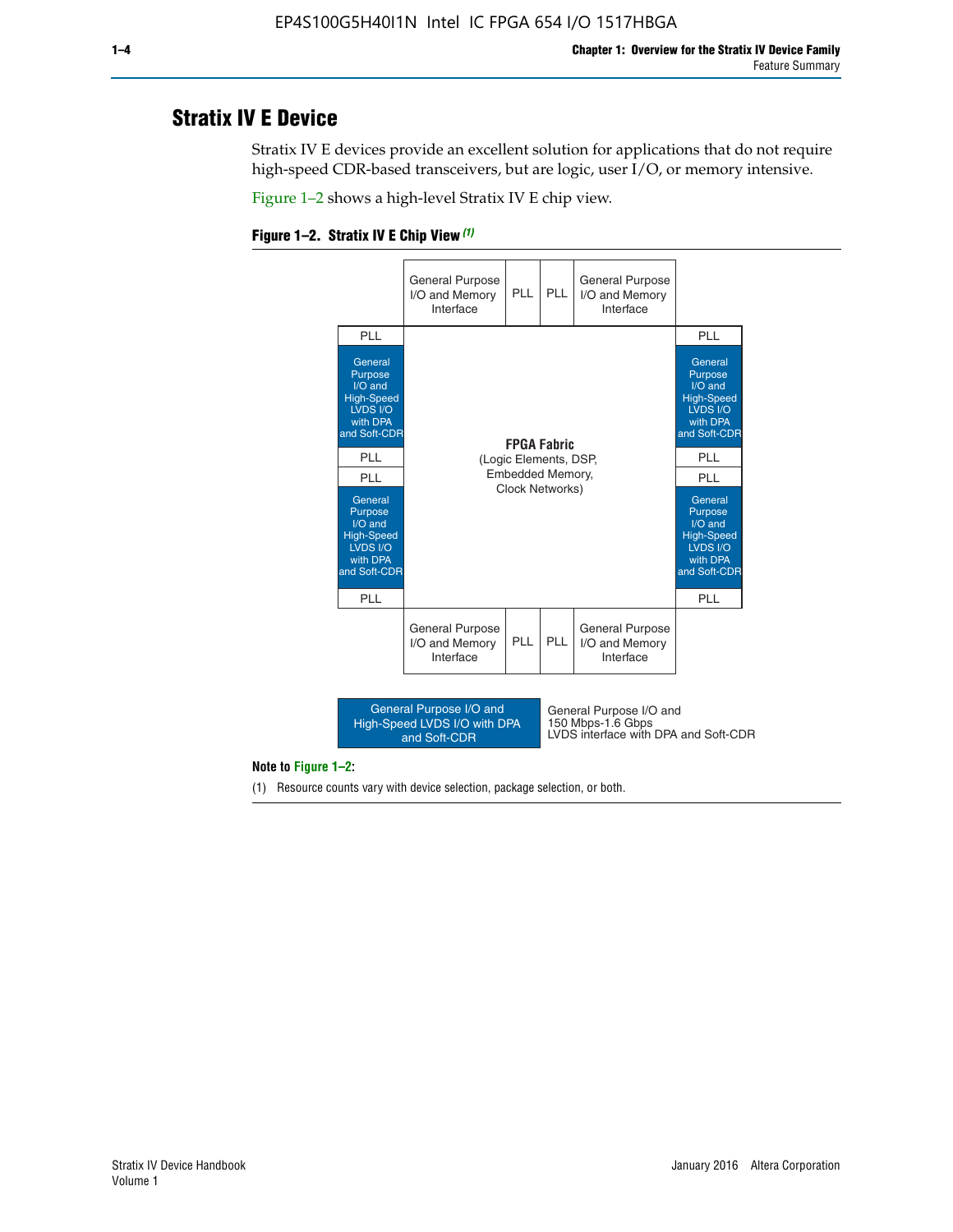## Stratix IV E Device

Stratix IV E devices provide an excellent solution for applications that do not require high-speed CDR-based transceivers, but are logic, user I/O, or memory intensive.

Figure 1–2 shows a high-level Stratix IV E chip view.

**Figure 1–2. Stratix IV E Chip View** *(1)*

| | General Purpose I/O and Memory Interface | PLL | PLL | General Purpose I/O and Memory Interface | |
|---|---|---|---|---|---|
| PLL | | | | | PLL |
| General Purpose I/O and High-Speed LVDS I/O with DPA and Soft-CDR | **FPGA Fabric** (Logic Elements, DSP, Embedded Memory, Clock Networks) | | | | General Purpose I/O and High-Speed LVDS I/O with DPA and Soft-CDR |
| PLL | | | | | PLL |
| PLL | | | | | PLL |
| General Purpose I/O and High-Speed LVDS I/O with DPA and Soft-CDR | | | | | General Purpose I/O and High-Speed LVDS I/O with DPA and Soft-CDR |
| PLL | | | | | PLL |
| | General Purpose I/O and Memory Interface | PLL | PLL | General Purpose I/O and Memory Interface | |

Legend: General Purpose I/O and High-Speed LVDS I/O with DPA and Soft-CDR — General Purpose I/O and 150 Mbps-1.6 Gbps LVDS interface with DPA and Soft-CDR

**Note to Figure 1–2:**

(1) Resource counts vary with device selection, package selection, or both.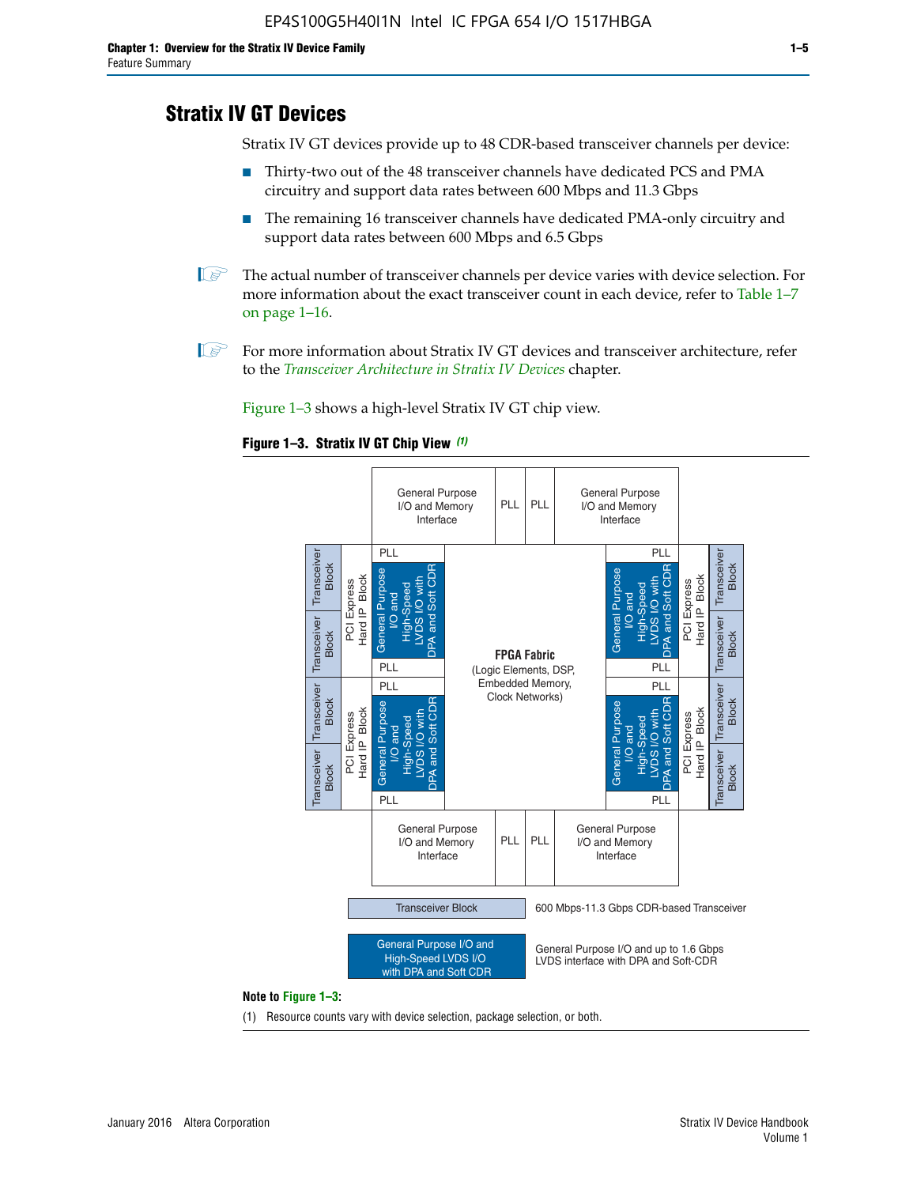# Stratix IV GT Devices

Stratix IV GT devices provide up to 48 CDR-based transceiver channels per device:

- Thirty-two out of the 48 transceiver channels have dedicated PCS and PMA circuitry and support data rates between 600 Mbps and 11.3 Gbps
- The remaining 16 transceiver channels have dedicated PMA-only circuitry and support data rates between 600 Mbps and 6.5 Gbps

The actual number of transceiver channels per device varies with device selection. For more information about the exact transceiver count in each device, refer to Table 1–7 on page 1–16.

For more information about Stratix IV GT devices and transceiver architecture, refer to the *Transceiver Architecture in Stratix IV Devices* chapter.

Figure 1–3 shows a high-level Stratix IV GT chip view.

**Figure 1–3. Stratix IV GT Chip View** *(1)*

Transceiver Block — 600 Mbps-11.3 Gbps CDR-based Transceiver

General Purpose I/O and High-Speed LVDS I/O with DPA and Soft CDR — General Purpose I/O and up to 1.6 Gbps LVDS interface with DPA and Soft-CDR

**Note to Figure 1–3:**

(1) Resource counts vary with device selection, package selection, or both.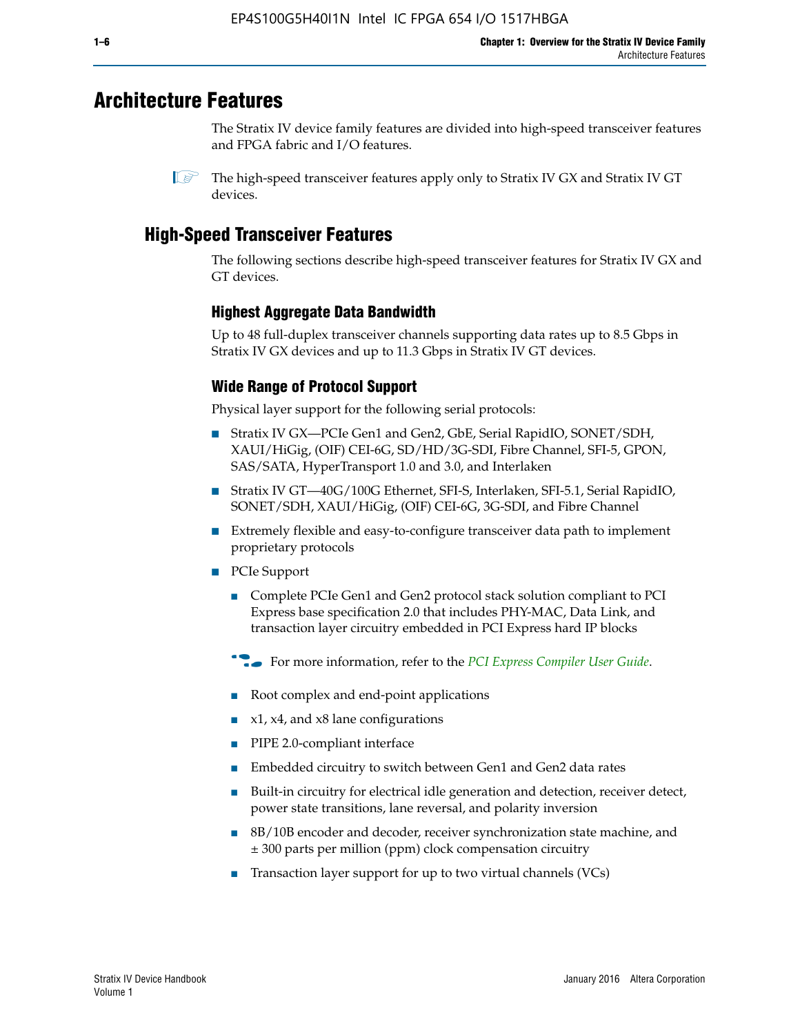# Architecture Features

The Stratix IV device family features are divided into high-speed transceiver features and FPGA fabric and I/O features.

The high-speed transceiver features apply only to Stratix IV GX and Stratix IV GT devices.

## High-Speed Transceiver Features

The following sections describe high-speed transceiver features for Stratix IV GX and GT devices.

### Highest Aggregate Data Bandwidth

Up to 48 full-duplex transceiver channels supporting data rates up to 8.5 Gbps in Stratix IV GX devices and up to 11.3 Gbps in Stratix IV GT devices.

### Wide Range of Protocol Support

Physical layer support for the following serial protocols:

- Stratix IV GX—PCIe Gen1 and Gen2, GbE, Serial RapidIO, SONET/SDH, XAUI/HiGig, (OIF) CEI-6G, SD/HD/3G-SDI, Fibre Channel, SFI-5, GPON, SAS/SATA, HyperTransport 1.0 and 3.0, and Interlaken
- Stratix IV GT—40G/100G Ethernet, SFI-S, Interlaken, SFI-5.1, Serial RapidIO, SONET/SDH, XAUI/HiGig, (OIF) CEI-6G, 3G-SDI, and Fibre Channel
- Extremely flexible and easy-to-configure transceiver data path to implement proprietary protocols
- PCIe Support
  - Complete PCIe Gen1 and Gen2 protocol stack solution compliant to PCI Express base specification 2.0 that includes PHY-MAC, Data Link, and transaction layer circuitry embedded in PCI Express hard IP blocks

  For more information, refer to the *PCI Express Compiler User Guide*.

  - Root complex and end-point applications
  - x1, x4, and x8 lane configurations
  - PIPE 2.0-compliant interface
  - Embedded circuitry to switch between Gen1 and Gen2 data rates
  - Built-in circuitry for electrical idle generation and detection, receiver detect, power state transitions, lane reversal, and polarity inversion
  - 8B/10B encoder and decoder, receiver synchronization state machine, and ± 300 parts per million (ppm) clock compensation circuitry
  - Transaction layer support for up to two virtual channels (VCs)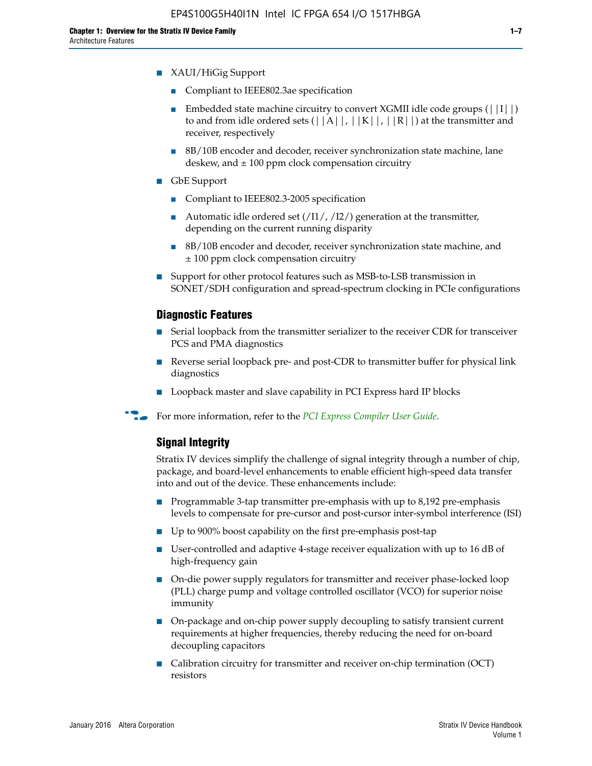- XAUI/HiGig Support
  - Compliant to IEEE802.3ae specification
  - Embedded state machine circuitry to convert XGMII idle code groups (||I||) to and from idle ordered sets (||A||, ||K||, ||R||) at the transmitter and receiver, respectively
  - 8B/10B encoder and decoder, receiver synchronization state machine, lane deskew, and ± 100 ppm clock compensation circuitry
- GbE Support
  - Compliant to IEEE802.3-2005 specification
  - Automatic idle ordered set (/I1/, /I2/) generation at the transmitter, depending on the current running disparity
  - 8B/10B encoder and decoder, receiver synchronization state machine, and ± 100 ppm clock compensation circuitry
- Support for other protocol features such as MSB-to-LSB transmission in SONET/SDH configuration and spread-spectrum clocking in PCIe configurations

### Diagnostic Features

- Serial loopback from the transmitter serializer to the receiver CDR for transceiver PCS and PMA diagnostics
- Reverse serial loopback pre- and post-CDR to transmitter buffer for physical link diagnostics
- Loopback master and slave capability in PCI Express hard IP blocks

For more information, refer to the *PCI Express Compiler User Guide*.

### Signal Integrity

Stratix IV devices simplify the challenge of signal integrity through a number of chip, package, and board-level enhancements to enable efficient high-speed data transfer into and out of the device. These enhancements include:

- Programmable 3-tap transmitter pre-emphasis with up to 8,192 pre-emphasis levels to compensate for pre-cursor and post-cursor inter-symbol interference (ISI)
- Up to 900% boost capability on the first pre-emphasis post-tap
- User-controlled and adaptive 4-stage receiver equalization with up to 16 dB of high-frequency gain
- On-die power supply regulators for transmitter and receiver phase-locked loop (PLL) charge pump and voltage controlled oscillator (VCO) for superior noise immunity
- On-package and on-chip power supply decoupling to satisfy transient current requirements at higher frequencies, thereby reducing the need for on-board decoupling capacitors
- Calibration circuitry for transmitter and receiver on-chip termination (OCT) resistors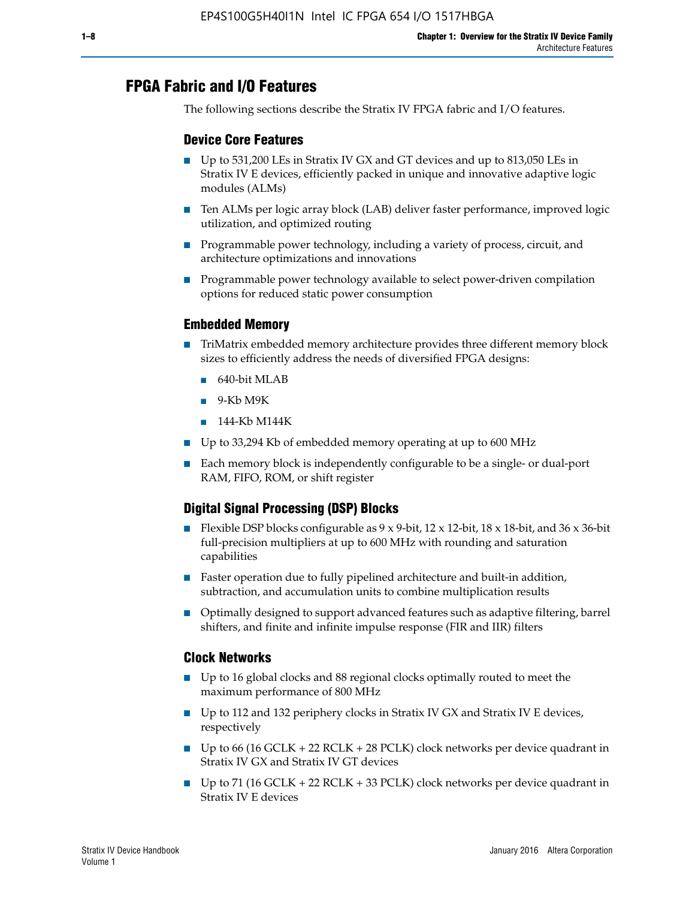## FPGA Fabric and I/O Features

The following sections describe the Stratix IV FPGA fabric and I/O features.

### Device Core Features

- Up to 531,200 LEs in Stratix IV GX and GT devices and up to 813,050 LEs in Stratix IV E devices, efficiently packed in unique and innovative adaptive logic modules (ALMs)
- Ten ALMs per logic array block (LAB) deliver faster performance, improved logic utilization, and optimized routing
- Programmable power technology, including a variety of process, circuit, and architecture optimizations and innovations
- Programmable power technology available to select power-driven compilation options for reduced static power consumption

### Embedded Memory

- TriMatrix embedded memory architecture provides three different memory block sizes to efficiently address the needs of diversified FPGA designs:
  - 640-bit MLAB
  - 9-Kb M9K
  - 144-Kb M144K
- Up to 33,294 Kb of embedded memory operating at up to 600 MHz
- Each memory block is independently configurable to be a single- or dual-port RAM, FIFO, ROM, or shift register

### Digital Signal Processing (DSP) Blocks

- Flexible DSP blocks configurable as 9 x 9-bit, 12 x 12-bit, 18 x 18-bit, and 36 x 36-bit full-precision multipliers at up to 600 MHz with rounding and saturation capabilities
- Faster operation due to fully pipelined architecture and built-in addition, subtraction, and accumulation units to combine multiplication results
- Optimally designed to support advanced features such as adaptive filtering, barrel shifters, and finite and infinite impulse response (FIR and IIR) filters

### Clock Networks

- Up to 16 global clocks and 88 regional clocks optimally routed to meet the maximum performance of 800 MHz
- Up to 112 and 132 periphery clocks in Stratix IV GX and Stratix IV E devices, respectively
- Up to 66 (16 GCLK + 22 RCLK + 28 PCLK) clock networks per device quadrant in Stratix IV GX and Stratix IV GT devices
- Up to 71 (16 GCLK + 22 RCLK + 33 PCLK) clock networks per device quadrant in Stratix IV E devices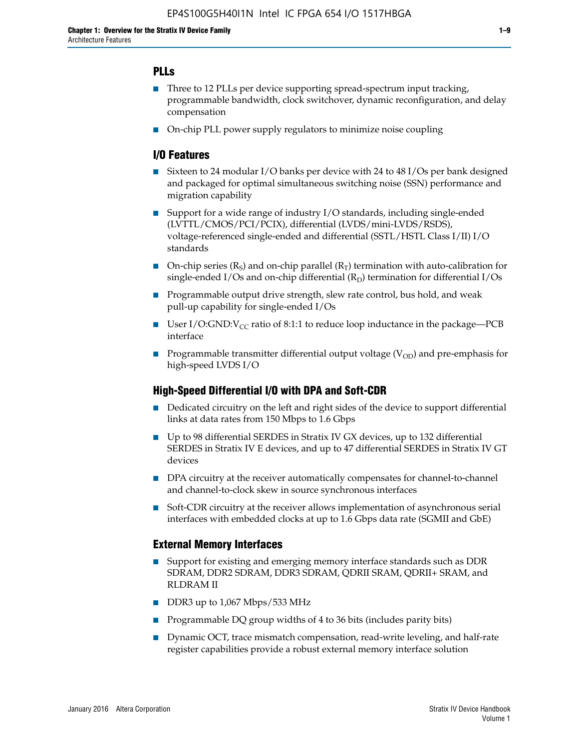### PLLs

- Three to 12 PLLs per device supporting spread-spectrum input tracking, programmable bandwidth, clock switchover, dynamic reconfiguration, and delay compensation
- On-chip PLL power supply regulators to minimize noise coupling

### I/O Features

- Sixteen to 24 modular I/O banks per device with 24 to 48 I/Os per bank designed and packaged for optimal simultaneous switching noise (SSN) performance and migration capability
- Support for a wide range of industry I/O standards, including single-ended (LVTTL/CMOS/PCI/PCIX), differential (LVDS/mini-LVDS/RSDS), voltage-referenced single-ended and differential (SSTL/HSTL Class I/II) I/O standards
- On-chip series ($R_S$) and on-chip parallel ($R_T$) termination with auto-calibration for single-ended I/Os and on-chip differential ($R_D$) termination for differential I/Os
- Programmable output drive strength, slew rate control, bus hold, and weak pull-up capability for single-ended I/Os
- User I/O:GND:$V_{CC}$ ratio of 8:1:1 to reduce loop inductance in the package—PCB interface
- Programmable transmitter differential output voltage ($V_{OD}$) and pre-emphasis for high-speed LVDS I/O

### High-Speed Differential I/O with DPA and Soft-CDR

- Dedicated circuitry on the left and right sides of the device to support differential links at data rates from 150 Mbps to 1.6 Gbps
- Up to 98 differential SERDES in Stratix IV GX devices, up to 132 differential SERDES in Stratix IV E devices, and up to 47 differential SERDES in Stratix IV GT devices
- DPA circuitry at the receiver automatically compensates for channel-to-channel and channel-to-clock skew in source synchronous interfaces
- Soft-CDR circuitry at the receiver allows implementation of asynchronous serial interfaces with embedded clocks at up to 1.6 Gbps data rate (SGMII and GbE)

### External Memory Interfaces

- Support for existing and emerging memory interface standards such as DDR SDRAM, DDR2 SDRAM, DDR3 SDRAM, QDRII SRAM, QDRII+ SRAM, and RLDRAM II
- DDR3 up to 1,067 Mbps/533 MHz
- Programmable DQ group widths of 4 to 36 bits (includes parity bits)
- Dynamic OCT, trace mismatch compensation, read-write leveling, and half-rate register capabilities provide a robust external memory interface solution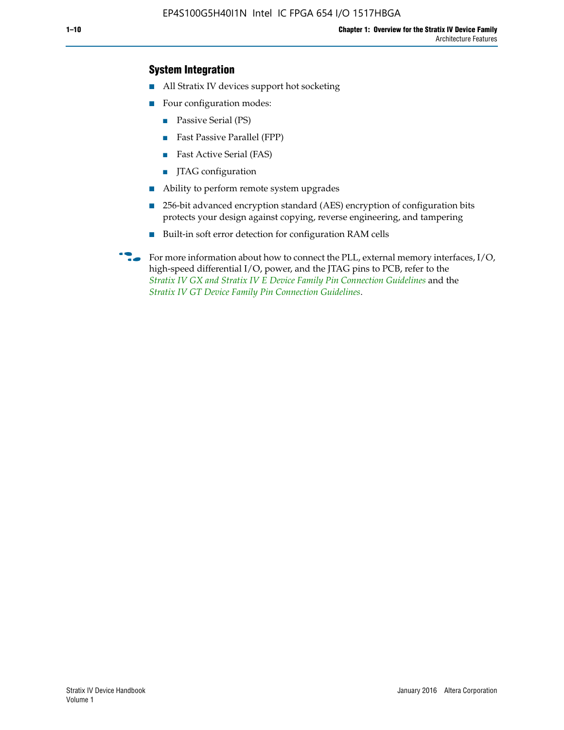### System Integration

- All Stratix IV devices support hot socketing
- Four configuration modes:
  - Passive Serial (PS)
  - Fast Passive Parallel (FPP)
  - Fast Active Serial (FAS)
  - JTAG configuration
- Ability to perform remote system upgrades
- 256-bit advanced encryption standard (AES) encryption of configuration bits protects your design against copying, reverse engineering, and tampering
- Built-in soft error detection for configuration RAM cells

For more information about how to connect the PLL, external memory interfaces, I/O, high-speed differential I/O, power, and the JTAG pins to PCB, refer to the *Stratix IV GX and Stratix IV E Device Family Pin Connection Guidelines* and the *Stratix IV GT Device Family Pin Connection Guidelines*.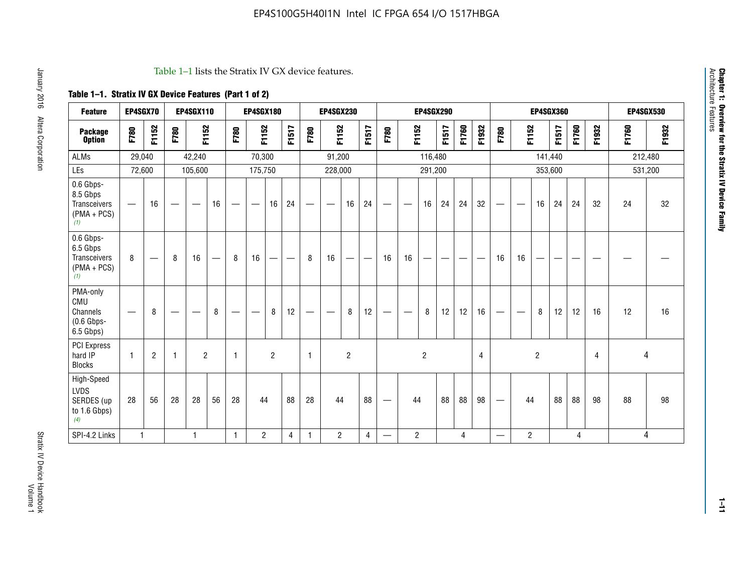Table 1–1 lists the Stratix IV GX device features.

**Table 1–1. Stratix IV GX Device Features (Part 1 of 2)**

| Feature | EP4SGX70 | | EP4SGX110 | | | EP4SGX180 | | | | EP4SGX230 | | | | EP4SGX290 | | | | | | EP4SGX360 | | | | | | EP4SGX530 | |
|---|---|---|---|---|---|---|---|---|---|---|---|---|---|---|---|---|---|---|---|---|---|---|---|---|---|---|---|
| **Package Option** | F780 | F1152 | F780 | F1152 | | F780 | F1152 | | F1517 | F780 | F1152 | | F1517 | F780 | F1152 | | F1517 | F1760 | F1932 | F780 | F1152 | | F1517 | F1760 | F1932 | F1760 | F1932 |
| ALMs | 29,040 | | 42,240 | | | 70,300 | | | | 91,200 | | | | 116,480 | | | | | | 141,440 | | | | | | 212,480 | |
| LEs | 72,600 | | 105,600 | | | 175,750 | | | | 228,000 | | | | 291,200 | | | | | | 353,600 | | | | | | 531,200 | |
| 0.6 Gbps-8.5 Gbps Transceivers (PMA + PCS) (1) | — | 16 | — | — | 16 | — | — | 16 | 24 | — | — | 16 | 24 | — | — | 16 | 24 | 24 | 32 | — | — | 16 | 24 | 24 | 32 | 24 | 32 |
| 0.6 Gbps-6.5 Gbps Transceivers (PMA + PCS) (1) | 8 | — | 8 | 16 | — | 8 | 16 | — | — | 8 | 16 | — | — | 16 | 16 | — | — | — | — | 16 | 16 | — | — | — | — | — | — |
| PMA-only CMU Channels (0.6 Gbps-6.5 Gbps) | — | 8 | — | — | 8 | — | — | 8 | 12 | — | — | 8 | 12 | — | — | 8 | 12 | 12 | 16 | — | — | 8 | 12 | 12 | 16 | 12 | 16 |
| PCI Express hard IP Blocks | 1 | 2 | 1 | 2 | | 1 | 2 | | | 1 | 2 | | | 2 | | | | | 4 | 2 | | | | | 4 | 4 | |
| High-Speed LVDS SERDES (up to 1.6 Gbps) (4) | 28 | 56 | 28 | 28 | 56 | 28 | 44 | | 88 | 28 | 44 | | 88 | — | 44 | | 88 | 88 | 98 | — | 44 | | 88 | 88 | 98 | 88 | 98 |
| SPI-4.2 Links | 1 | | 1 | | | 1 | 2 | | 4 | 1 | 2 | | 4 | — | 2 | | 4 | | | — | 2 | | 4 | | | 4 | |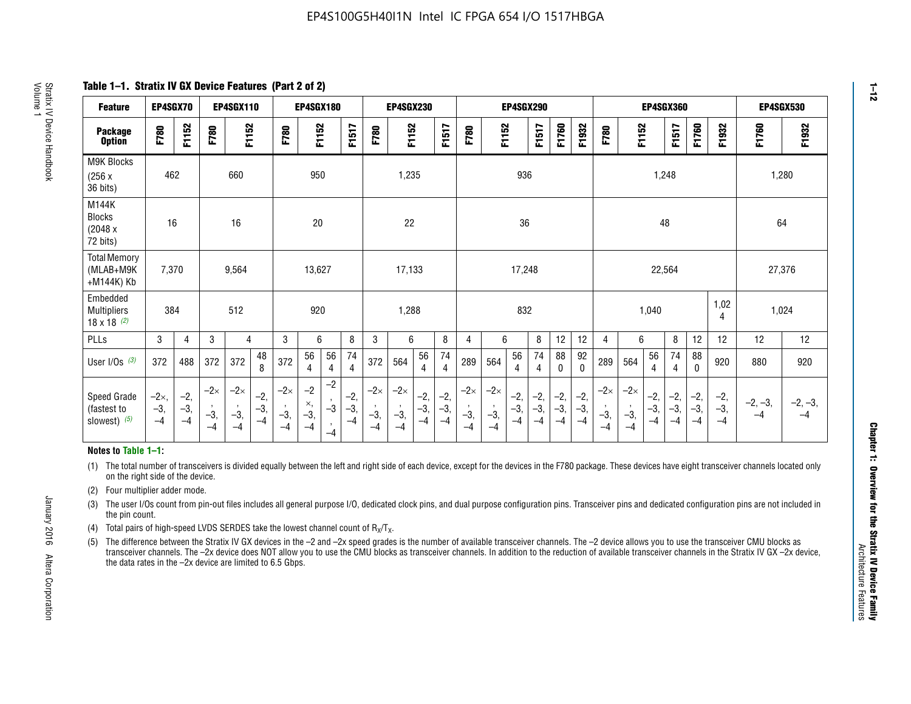**Table 1–1. Stratix IV GX Device Features (Part 2 of 2)**

| Feature | EP4SGX70 | | EP4SGX110 | | | EP4SGX180 | | | | EP4SGX230 | | | | EP4SGX290 | | | | | | EP4SGX360 | | | | | | EP4SGX530 | |
|---|---|---|---|---|---|---|---|---|---|---|---|---|---|---|---|---|---|---|---|---|---|---|---|---|---|---|---|
| Package Option | F780 | F1152 | F780 | F1152 | | F780 | F1152 | | F1517 | F780 | F1152 | | F1517 | F780 | F1152 | | F1517 | F1760 | F1932 | F780 | F1152 | | F1517 | F1760 | F1932 | F1760 | F1932 |
| M9K Blocks (256 x 36 bits) | 462 | | 660 | | | 950 | | | | 1,235 | | | | 936 | | | | | | 1,248 | | | | | | 1,280 | |
| M144K Blocks (2048 x 72 bits) | 16 | | 16 | | | 20 | | | | 22 | | | | 36 | | | | | | 48 | | | | | | 64 | |
| Total Memory (MLAB+M9K +M144K) Kb | 7,370 | | 9,564 | | | 13,627 | | | | 17,133 | | | | 17,248 | | | | | | 22,564 | | | | | | 27,376 | |
| Embedded Multipliers 18 x 18 (2) | 384 | | 512 | | | 920 | | | | 1,288 | | | | 832 | | | | | | 1,040 | | | | | 1,024 | 1,024 | |
| PLLs | 3 | 4 | 3 | 4 | | 3 | 6 | | 8 | 3 | 6 | | 8 | 4 | 6 | | 8 | 12 | 12 | 4 | 6 | | 8 | 12 | 12 | 12 | 12 |
| User I/Os (3) | 372 | 488 | 372 | 372 | 488 | 372 | 564 | 564 | 744 | 372 | 564 | 564 | 744 | 289 | 564 | 564 | 744 | 880 | 920 | 289 | 564 | 564 | 744 | 880 | 920 | 880 | 920 |
| Speed Grade (fastest to slowest) (5) | –2×, –3, –4 | –2, –3, –4 | –2×, –3, –4 | –2×, –3, –4 | –2, –3, –4 | –2×, –3, –4 | –2×, –3, –4 | –2, –3, –4 | –2, –3, –4 | –2×, –3, –4 | –2×, –3, –4 | –2, –3, –4 | –2, –3, –4 | –2×, –3, –4 | –2×, –3, –4 | –2, –3, –4 | –2, –3, –4 | –2, –3, –4 | –2, –3, –4 | –2×, –3, –4 | –2×, –3, –4 | –2, –3, –4 | –2, –3, –4 | –2, –3, –4 | –2, –3, –4 | –2, –3, –4 | –2, –3, –4 |

**Notes to Table 1–1:**

(1) The total number of transceivers is divided equally between the left and right side of each device, except for the devices in the F780 package. These devices have eight transceiver channels located only on the right side of the device.

(2) Four multiplier adder mode.

(3) The user I/Os count from pin-out files includes all general purpose I/O, dedicated clock pins, and dual purpose configuration pins. Transceiver pins and dedicated configuration pins are not included in the pin count.

(4) Total pairs of high-speed LVDS SERDES take the lowest channel count of $R_X/T_X$.

(5) The difference between the Stratix IV GX devices in the –2 and –2x speed grades is the number of available transceiver channels. The –2 device allows you to use the transceiver CMU blocks as transceiver channels. The –2x device does NOT allow you to use the CMU blocks as transceiver channels. In addition to the reduction of available transceiver channels in the Stratix IV GX –2x device, the data rates in the –2x device are limited to 6.5 Gbps.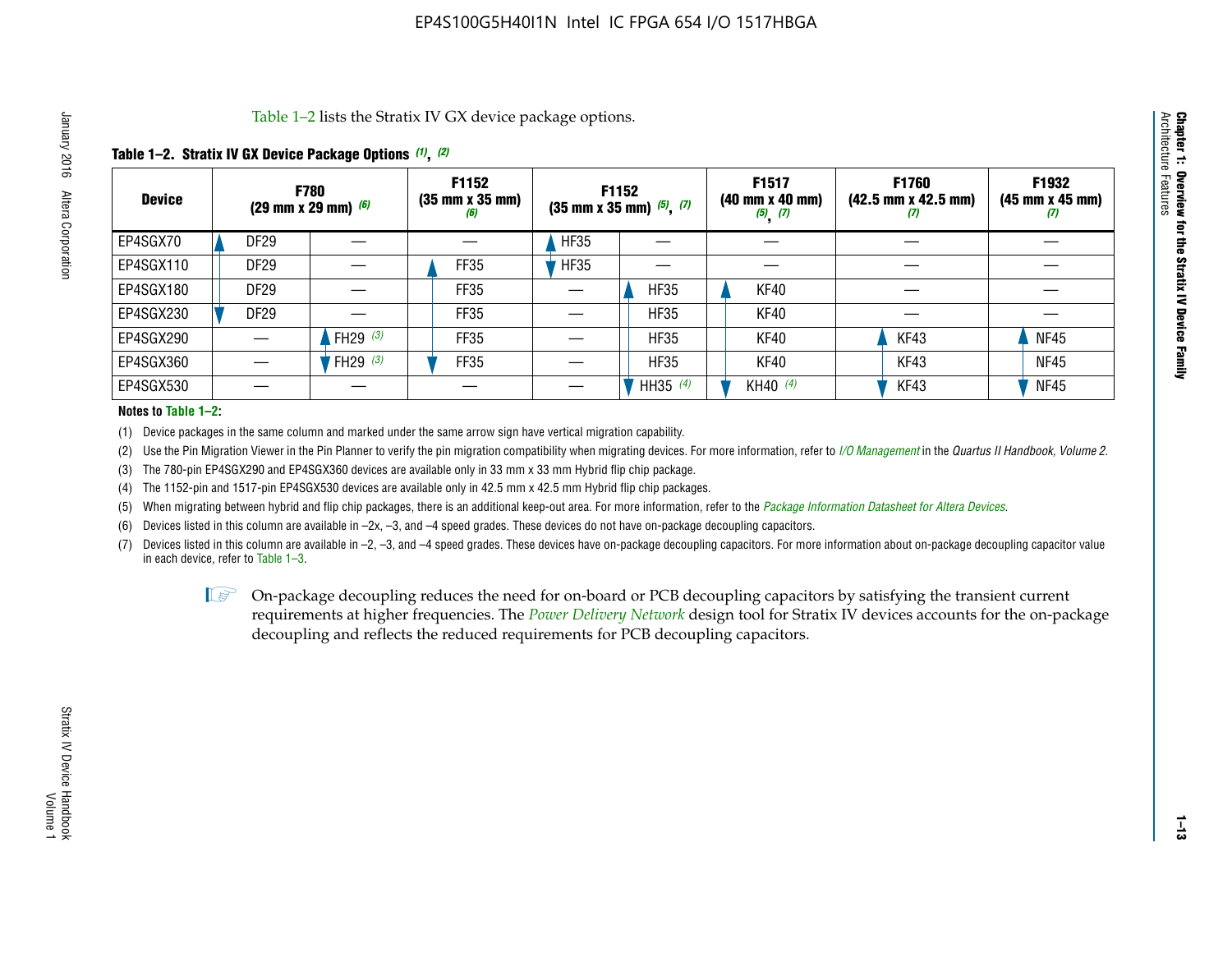Table 1–2 lists the Stratix IV GX device package options.

**Table 1–2. Stratix IV GX Device Package Options (1), (2)**

| Device | F780 (29 mm x 29 mm) (6) | | F1152 (35 mm x 35 mm) (6) | F1152 (35 mm x 35 mm) (5), (7) | | F1517 (40 mm x 40 mm) (5), (7) | F1760 (42.5 mm x 42.5 mm) (7) | F1932 (45 mm x 45 mm) (7) |
|---|---|---|---|---|---|---|---|---|
| EP4SGX70 | DF29 | — | — | HF35 | — | — | — | — |
| EP4SGX110 | DF29 | — | FF35 | HF35 | — | — | — | — |
| EP4SGX180 | DF29 | — | FF35 | — | HF35 | KF40 | — | — |
| EP4SGX230 | DF29 | — | FF35 | — | HF35 | KF40 | — | — |
| EP4SGX290 | — | FH29 (3) | FF35 | — | HF35 | KF40 | KF43 | NF45 |
| EP4SGX360 | — | FH29 (3) | FF35 | — | HF35 | KF40 | KF43 | NF45 |
| EP4SGX530 | — | — | — | — | HH35 (4) | KH40 (4) | KF43 | NF45 |

**Notes to Table 1–2:**

(1) Device packages in the same column and marked under the same arrow sign have vertical migration capability.

(2) Use the Pin Migration Viewer in the Pin Planner to verify the pin migration compatibility when migrating devices. For more information, refer to *I/O Management* in the *Quartus II Handbook, Volume 2*.

(3) The 780-pin EP4SGX290 and EP4SGX360 devices are available only in 33 mm x 33 mm Hybrid flip chip package.

(4) The 1152-pin and 1517-pin EP4SGX530 devices are available only in 42.5 mm x 42.5 mm Hybrid flip chip packages.

(5) When migrating between hybrid and flip chip packages, there is an additional keep-out area. For more information, refer to the *Package Information Datasheet for Altera Devices*.

(6) Devices listed in this column are available in –2x, –3, and –4 speed grades. These devices do not have on-package decoupling capacitors.

(7) Devices listed in this column are available in –2, –3, and –4 speed grades. These devices have on-package decoupling capacitors. For more information about on-package decoupling capacitor value in each device, refer to Table 1–3.

On-package decoupling reduces the need for on-board or PCB decoupling capacitors by satisfying the transient current requirements at higher frequencies. The *Power Delivery Network* design tool for Stratix IV devices accounts for the on-package decoupling and reflects the reduced requirements for PCB decoupling capacitors.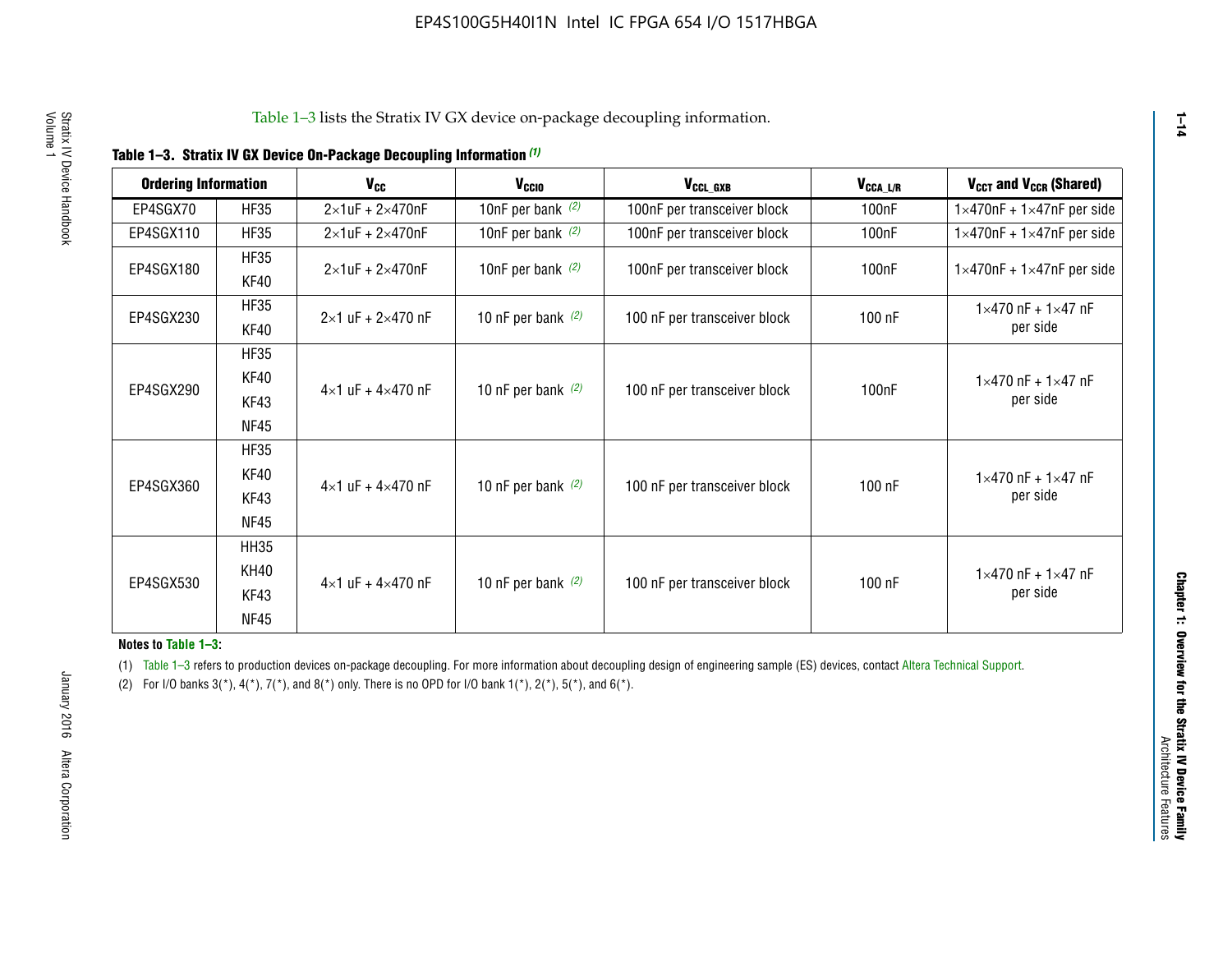Table 1–3 lists the Stratix IV GX device on-package decoupling information.

**Table 1–3. Stratix IV GX Device On-Package Decoupling Information (1)**

| Ordering Information | | $V_{CC}$ | $V_{CCIO}$ | $V_{CCL\_GXB}$ | $V_{CCA\_L/R}$ | $V_{CCT}$ and $V_{CCR}$ (Shared) |
|---|---|---|---|---|---|---|
| EP4SGX70 | HF35 | 2×1uF + 2×470nF | 10nF per bank (2) | 100nF per transceiver block | 100nF | 1×470nF + 1×47nF per side |
| EP4SGX110 | HF35 | 2×1uF + 2×470nF | 10nF per bank (2) | 100nF per transceiver block | 100nF | 1×470nF + 1×47nF per side |
| EP4SGX180 | HF35<br>KF40 | 2×1uF + 2×470nF | 10nF per bank (2) | 100nF per transceiver block | 100nF | 1×470nF + 1×47nF per side |
| EP4SGX230 | HF35<br>KF40 | 2×1 uF + 2×470 nF | 10 nF per bank (2) | 100 nF per transceiver block | 100 nF | 1×470 nF + 1×47 nF per side |
| EP4SGX290 | HF35<br>KF40<br>KF43<br>NF45 | 4×1 uF + 4×470 nF | 10 nF per bank (2) | 100 nF per transceiver block | 100nF | 1×470 nF + 1×47 nF per side |
| EP4SGX360 | HF35<br>KF40<br>KF43<br>NF45 | 4×1 uF + 4×470 nF | 10 nF per bank (2) | 100 nF per transceiver block | 100 nF | 1×470 nF + 1×47 nF per side |
| EP4SGX530 | HH35<br>KH40<br>KF43<br>NF45 | 4×1 uF + 4×470 nF | 10 nF per bank (2) | 100 nF per transceiver block | 100 nF | 1×470 nF + 1×47 nF per side |

**Notes to Table 1–3:**

(1) Table 1–3 refers to production devices on-package decoupling. For more information about decoupling design of engineering sample (ES) devices, contact Altera Technical Support.

(2) For I/O banks 3(*), 4(*), 7(*), and 8(*) only. There is no OPD for I/O bank 1(*), 2(*), 5(*), and 6(*).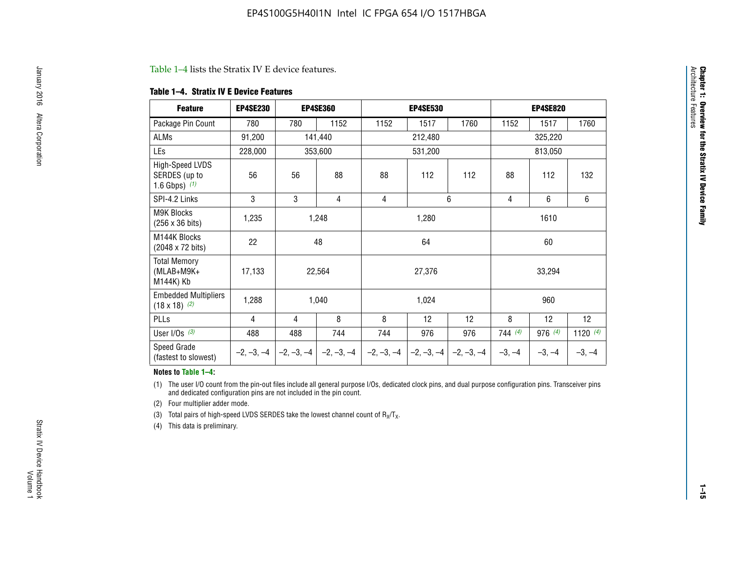Table 1–4 lists the Stratix IV E device features.

**Table 1–4. Stratix IV E Device Features**

| Feature | EP4SE230 | EP4SE360 | | EP4SE530 | | | EP4SE820 | | |
|---|---|---|---|---|---|---|---|---|---|
| Package Pin Count | 780 | 780 | 1152 | 1152 | 1517 | 1760 | 1152 | 1517 | 1760 |
| ALMs | 91,200 | 141,440 | | 212,480 | | | 325,220 | | |
| LEs | 228,000 | 353,600 | | 531,200 | | | 813,050 | | |
| High-Speed LVDS SERDES (up to 1.6 Gbps) *(1)* | 56 | 56 | 88 | 88 | 112 | 112 | 88 | 112 | 132 |
| SPI-4.2 Links | 3 | 3 | 4 | 4 | 6 | | 4 | 6 | 6 |
| M9K Blocks (256 x 36 bits) | 1,235 | 1,248 | | 1,280 | | | 1610 | | |
| M144K Blocks (2048 x 72 bits) | 22 | 48 | | 64 | | | 60 | | |
| Total Memory (MLAB+M9K+ M144K) Kb | 17,133 | 22,564 | | 27,376 | | | 33,294 | | |
| Embedded Multipliers (18 x 18) *(2)* | 1,288 | 1,040 | | 1,024 | | | 960 | | |
| PLLs | 4 | 4 | 8 | 8 | 12 | 12 | 8 | 12 | 12 |
| User I/Os *(3)* | 488 | 488 | 744 | 744 | 976 | 976 | 744 *(4)* | 976 *(4)* | 1120 *(4)* |
| Speed Grade (fastest to slowest) | –2, –3, –4 | –2, –3, –4 | –2, –3, –4 | –2, –3, –4 | –2, –3, –4 | –2, –3, –4 | –3, –4 | –3, –4 | –3, –4 |

**Notes to Table 1–4:**

(1) The user I/O count from the pin-out files include all general purpose I/Os, dedicated clock pins, and dual purpose configuration pins. Transceiver pins and dedicated configuration pins are not included in the pin count.

(2) Four multiplier adder mode.

(3) Total pairs of high-speed LVDS SERDES take the lowest channel count of $R_X/T_X$.

(4) This data is preliminary.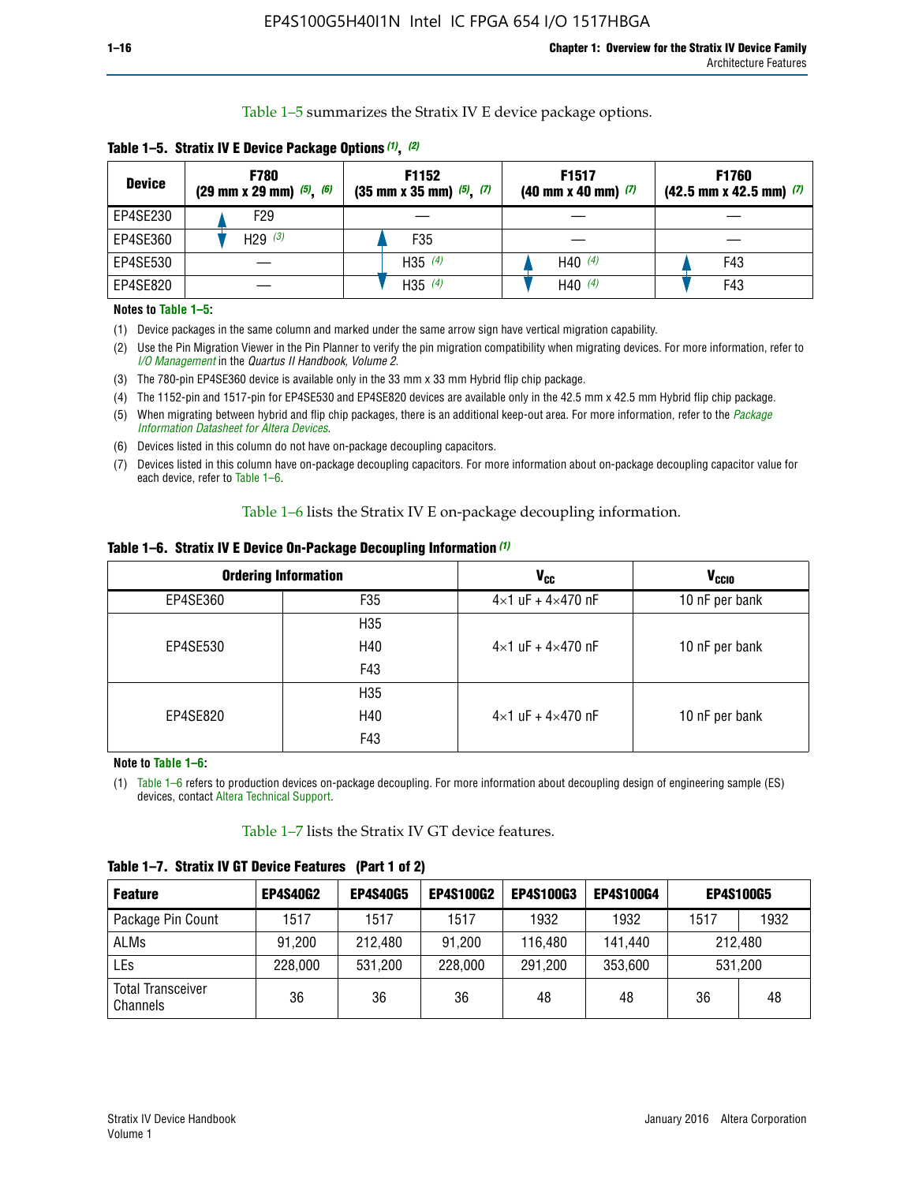Table 1–5 summarizes the Stratix IV E device package options.

**Table 1–5. Stratix IV E Device Package Options (1), (2)**

| Device | F780 (29 mm x 29 mm) (5), (6) | F1152 (35 mm x 35 mm) (5), (7) | F1517 (40 mm x 40 mm) (7) | F1760 (42.5 mm x 42.5 mm) (7) |
|---|---|---|---|---|
| EP4SE230 | F29 | — | — | — |
| EP4SE360 | H29 (3) | F35 | — | — |
| EP4SE530 | — | H35 (4) | H40 (4) | F43 |
| EP4SE820 | — | H35 (4) | H40 (4) | F43 |

**Notes to Table 1–5:**

(1) Device packages in the same column and marked under the same arrow sign have vertical migration capability.

(2) Use the Pin Migration Viewer in the Pin Planner to verify the pin migration compatibility when migrating devices. For more information, refer to *I/O Management* in the *Quartus II Handbook, Volume 2*.

(3) The 780-pin EP4SE360 device is available only in the 33 mm x 33 mm Hybrid flip chip package.

(4) The 1152-pin and 1517-pin for EP4SE530 and EP4SE820 devices are available only in the 42.5 mm x 42.5 mm Hybrid flip chip package.

(5) When migrating between hybrid and flip chip packages, there is an additional keep-out area. For more information, refer to the *Package Information Datasheet for Altera Devices*.

(6) Devices listed in this column do not have on-package decoupling capacitors.

(7) Devices listed in this column have on-package decoupling capacitors. For more information about on-package decoupling capacitor value for each device, refer to Table 1–6.

Table 1–6 lists the Stratix IV E on-package decoupling information.

**Table 1–6. Stratix IV E Device On-Package Decoupling Information (1)**

| Ordering Information | | $V_{CC}$ | $V_{CCIO}$ |
|---|---|---|---|
| EP4SE360 | F35 | 4×1 uF + 4×470 nF | 10 nF per bank |
| EP4SE530 | H35<br>H40<br>F43 | 4×1 uF + 4×470 nF | 10 nF per bank |
| EP4SE820 | H35<br>H40<br>F43 | 4×1 uF + 4×470 nF | 10 nF per bank |

**Note to Table 1–6:**

(1) Table 1–6 refers to production devices on-package decoupling. For more information about decoupling design of engineering sample (ES) devices, contact Altera Technical Support.

Table 1–7 lists the Stratix IV GT device features.

**Table 1–7. Stratix IV GT Device Features (Part 1 of 2)**

| Feature | EP4S40G2 | EP4S40G5 | EP4S100G2 | EP4S100G3 | EP4S100G4 | EP4S100G5 | |
|---|---|---|---|---|---|---|---|
| Package Pin Count | 1517 | 1517 | 1517 | 1932 | 1932 | 1517 | 1932 |
| ALMs | 91,200 | 212,480 | 91,200 | 116,480 | 141,440 | 212,480 | |
| LEs | 228,000 | 531,200 | 228,000 | 291,200 | 353,600 | 531,200 | |
| Total Transceiver Channels | 36 | 36 | 36 | 48 | 48 | 36 | 48 |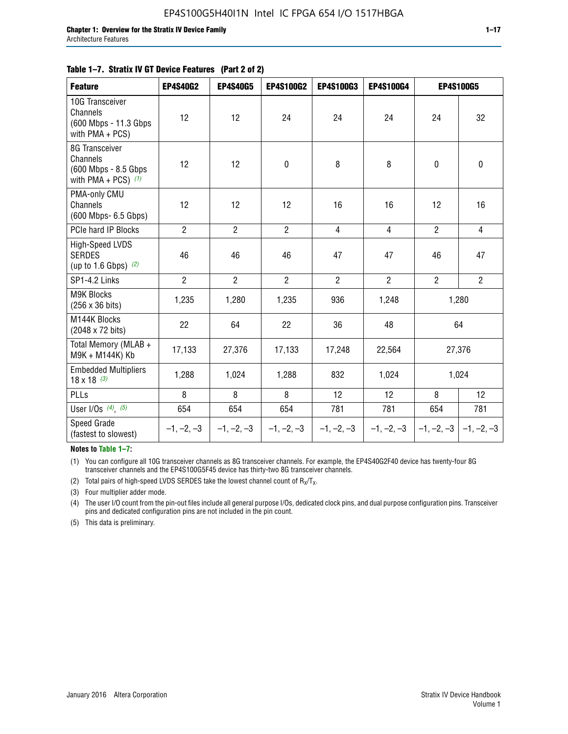**Table 1–7. Stratix IV GT Device Features (Part 2 of 2)**

| Feature | EP4S40G2 | EP4S40G5 | EP4S100G2 | EP4S100G3 | EP4S100G4 | EP4S100G5 | |
|---|---|---|---|---|---|---|---|
| 10G Transceiver Channels (600 Mbps - 11.3 Gbps with PMA + PCS) | 12 | 12 | 24 | 24 | 24 | 24 | 32 |
| 8G Transceiver Channels (600 Mbps - 8.5 Gbps with PMA + PCS) (1) | 12 | 12 | 0 | 8 | 8 | 0 | 0 |
| PMA-only CMU Channels (600 Mbps- 6.5 Gbps) | 12 | 12 | 12 | 16 | 16 | 12 | 16 |
| PCIe hard IP Blocks | 2 | 2 | 2 | 4 | 4 | 2 | 4 |
| High-Speed LVDS SERDES (up to 1.6 Gbps) (2) | 46 | 46 | 46 | 47 | 47 | 46 | 47 |
| SP1-4.2 Links | 2 | 2 | 2 | 2 | 2 | 2 | 2 |
| M9K Blocks (256 x 36 bits) | 1,235 | 1,280 | 1,235 | 936 | 1,248 | 1,280 | |
| M144K Blocks (2048 x 72 bits) | 22 | 64 | 22 | 36 | 48 | 64 | |
| Total Memory (MLAB + M9K + M144K) Kb | 17,133 | 27,376 | 17,133 | 17,248 | 22,564 | 27,376 | |
| Embedded Multipliers 18 x 18 (3) | 1,288 | 1,024 | 1,288 | 832 | 1,024 | 1,024 | |
| PLLs | 8 | 8 | 8 | 12 | 12 | 8 | 12 |
| User I/Os (4), (5) | 654 | 654 | 654 | 781 | 781 | 654 | 781 |
| Speed Grade (fastest to slowest) | –1, –2, –3 | –1, –2, –3 | –1, –2, –3 | –1, –2, –3 | –1, –2, –3 | –1, –2, –3 | –1, –2, –3 |

**Notes to Table 1–7:**

(1) You can configure all 10G transceiver channels as 8G transceiver channels. For example, the EP4S40G2F40 device has twenty-four 8G transceiver channels and the EP4S100G5F45 device has thirty-two 8G transceiver channels.

(2) Total pairs of high-speed LVDS SERDES take the lowest channel count of $R_X/T_X$.

(3) Four multiplier adder mode.

(4) The user I/O count from the pin-out files include all general purpose I/Os, dedicated clock pins, and dual purpose configuration pins. Transceiver pins and dedicated configuration pins are not included in the pin count.

(5) This data is preliminary.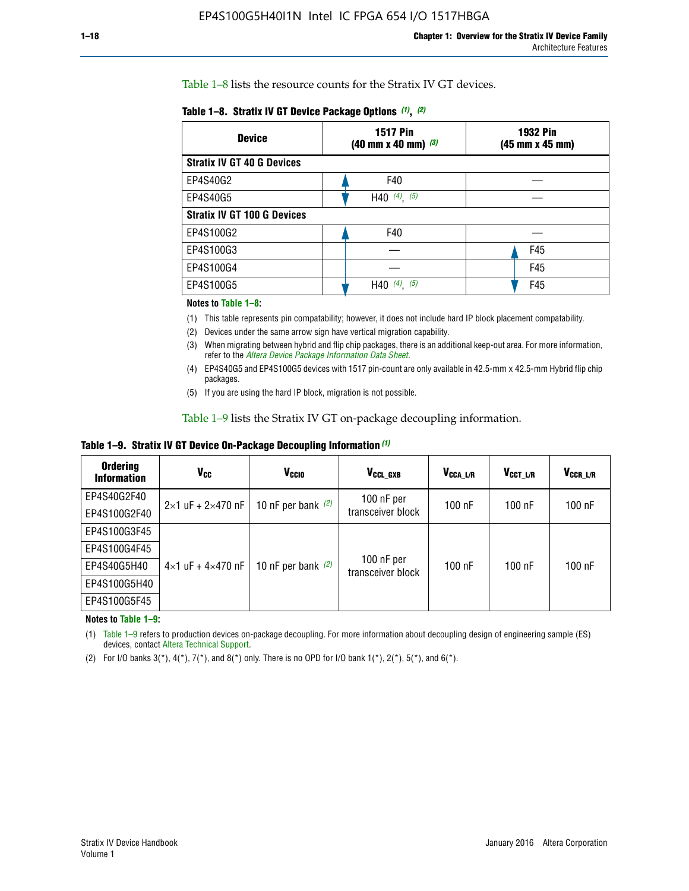Table 1–8 lists the resource counts for the Stratix IV GT devices.

**Table 1–8. Stratix IV GT Device Package Options (1), (2)**

| Device | 1517 Pin (40 mm x 40 mm) (3) | 1932 Pin (45 mm x 45 mm) |
|---|---|---|
| **Stratix IV GT 40 G Devices** | | |
| EP4S40G2 | F40 | — |
| EP4S40G5 | H40 (4), (5) | — |
| **Stratix IV GT 100 G Devices** | | |
| EP4S100G2 | F40 | — |
| EP4S100G3 | — | F45 |
| EP4S100G4 | — | F45 |
| EP4S100G5 | H40 (4), (5) | F45 |

**Notes to Table 1–8:**

(1) This table represents pin compatability; however, it does not include hard IP block placement compatability.

(2) Devices under the same arrow sign have vertical migration capability.

(3) When migrating between hybrid and flip chip packages, there is an additional keep-out area. For more information, refer to the *Altera Device Package Information Data Sheet*.

(4) EP4S40G5 and EP4S100G5 devices with 1517 pin-count are only available in 42.5-mm x 42.5-mm Hybrid flip chip packages.

(5) If you are using the hard IP block, migration is not possible.

Table 1–9 lists the Stratix IV GT on-package decoupling information.

**Table 1–9. Stratix IV GT Device On-Package Decoupling Information (1)**

| Ordering Information | $V_{CC}$ | $V_{CCIO}$ | $V_{CCL\_GXB}$ | $V_{CCA\_L/R}$ | $V_{CCT\_L/R}$ | $V_{CCR\_L/R}$ |
|---|---|---|---|---|---|---|
| EP4S40G2F40 | 2×1 uF + 2×470 nF | 10 nF per bank (2) | 100 nF per transceiver block | 100 nF | 100 nF | 100 nF |
| EP4S100G2F40 | | | | | | |
| EP4S100G3F45 | 4×1 uF + 4×470 nF | 10 nF per bank (2) | 100 nF per transceiver block | 100 nF | 100 nF | 100 nF |
| EP4S100G4F45 | | | | | | |
| EP4S40G5H40 | | | | | | |
| EP4S100G5H40 | | | | | | |
| EP4S100G5F45 | | | | | | |

**Notes to Table 1–9:**

(1) Table 1–9 refers to production devices on-package decoupling. For more information about decoupling design of engineering sample (ES) devices, contact Altera Technical Support.

(2) For I/O banks 3(*), 4(*), 7(*), and 8(*) only. There is no OPD for I/O bank 1(*), 2(*), 5(*), and 6(*).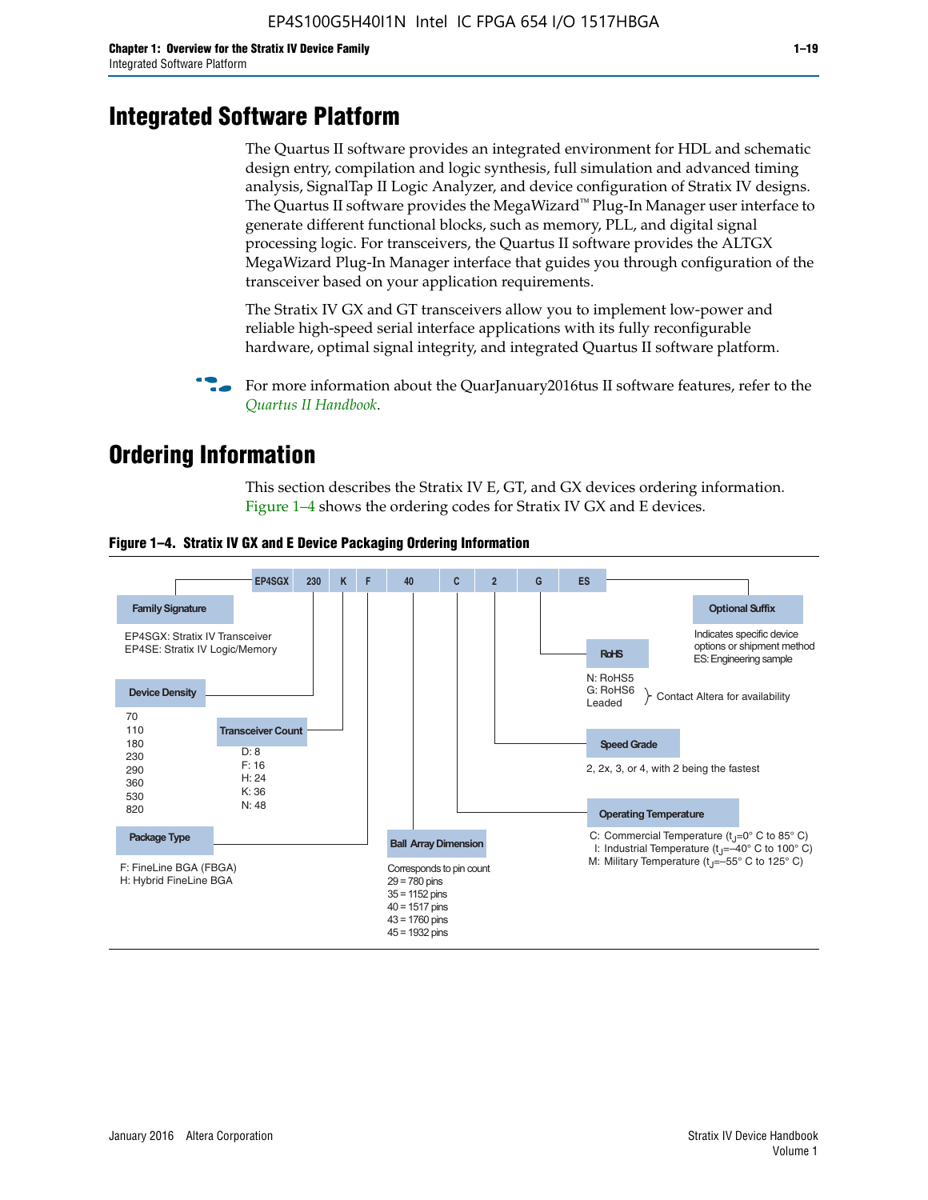# Integrated Software Platform

The Quartus II software provides an integrated environment for HDL and schematic design entry, compilation and logic synthesis, full simulation and advanced timing analysis, SignalTap II Logic Analyzer, and device configuration of Stratix IV designs. The Quartus II software provides the MegaWizard™ Plug-In Manager user interface to generate different functional blocks, such as memory, PLL, and digital signal processing logic. For transceivers, the Quartus II software provides the ALTGX MegaWizard Plug-In Manager interface that guides you through configuration of the transceiver based on your application requirements.

The Stratix IV GX and GT transceivers allow you to implement low-power and reliable high-speed serial interface applications with its fully reconfigurable hardware, optimal signal integrity, and integrated Quartus II software platform.

For more information about the QuarJanuary2016tus II software features, refer to the *Quartus II Handbook*.

# Ordering Information

This section describes the Stratix IV E, GT, and GX devices ordering information. Figure 1–4 shows the ordering codes for Stratix IV GX and E devices.

**Figure 1–4. Stratix IV GX and E Device Packaging Ordering Information**

EP4SGX 230 K F 40 C 2 G ES

**Family Signature**
- EP4SGX: Stratix IV Transceiver
- EP4SE: Stratix IV Logic/Memory

**Device Density**
70, 110, 180, 230, 290, 360, 530, 820

**Transceiver Count**
- D: 8
- F: 16
- H: 24
- K: 36
- N: 48

**Package Type**
- F: FineLine BGA (FBGA)
- H: Hybrid FineLine BGA

**Ball Array Dimension**
Corresponds to pin count
- 29 = 780 pins
- 35 = 1152 pins
- 40 = 1517 pins
- 43 = 1760 pins
- 45 = 1932 pins

**Operating Temperature**
- C: Commercial Temperature ($t_J$=0° C to 85° C)
- I: Industrial Temperature ($t_J$=–40° C to 100° C)
- M: Military Temperature ($t_J$=–55° C to 125° C)

**Speed Grade**
2, 2x, 3, or 4, with 2 being the fastest

**RoHS**
- N: RoHS5
- G: RoHS6
- Leaded

(RoHS6 and Leaded: Contact Altera for availability)

**Optional Suffix**
Indicates specific device options or shipment method
ES: Engineering sample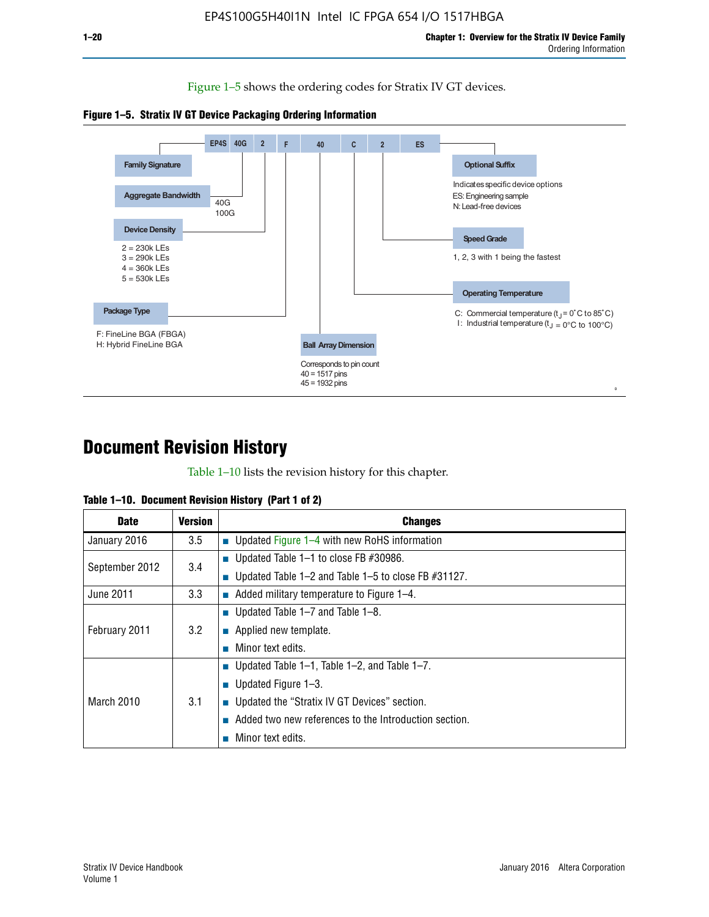Figure 1–5 shows the ordering codes for Stratix IV GT devices.

**Figure 1–5. Stratix IV GT Device Packaging Ordering Information**

EP4S 40G 2 F 40 C 2 ES

- **Family Signature**
- **Aggregate Bandwidth**: 40G, 100G
- **Device Density**: 2 = 230k LEs, 3 = 290k LEs, 4 = 360k LEs, 5 = 530k LEs
- **Package Type**: F: FineLine BGA (FBGA), H: Hybrid FineLine BGA
- **Ball Array Dimension**: Corresponds to pin count, 40 = 1517 pins, 45 = 1932 pins
- **Operating Temperature**: C: Commercial temperature ($t_J$ = 0°C to 85°C), I: Industrial temperature ($t_J$ = 0°C to 100°C)
- **Speed Grade**: 1, 2, 3 with 1 being the fastest
- **Optional Suffix**: Indicates specific device options, ES: Engineering sample, N: Lead-free devices

# Document Revision History

Table 1–10 lists the revision history for this chapter.

**Table 1–10. Document Revision History (Part 1 of 2)**

| Date | Version | Changes |
|---|---|---|
| January 2016 | 3.5 | ■ Updated Figure 1–4 with new RoHS information |
| September 2012 | 3.4 | ■ Updated Table 1–1 to close FB #30986.<br>■ Updated Table 1–2 and Table 1–5 to close FB #31127. |
| June 2011 | 3.3 | ■ Added military temperature to Figure 1–4. |
| February 2011 | 3.2 | ■ Updated Table 1–7 and Table 1–8.<br>■ Applied new template.<br>■ Minor text edits. |
| March 2010 | 3.1 | ■ Updated Table 1–1, Table 1–2, and Table 1–7.<br>■ Updated Figure 1–3.<br>■ Updated the “Stratix IV GT Devices” section.<br>■ Added two new references to the Introduction section.<br>■ Minor text edits. |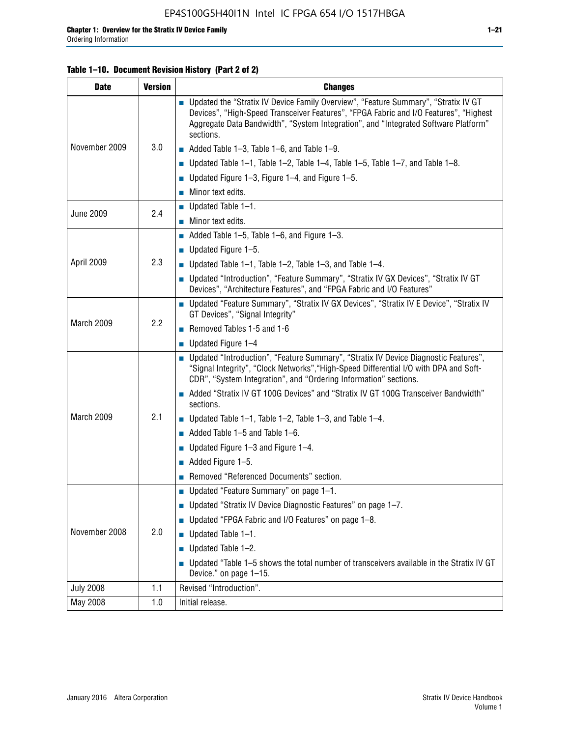**Table 1–10. Document Revision History (Part 2 of 2)**

| Date | Version | Changes |
|---|---|---|
| November 2009 | 3.0 | ■ Updated the “Stratix IV Device Family Overview”, “Feature Summary”, “Stratix IV GT Devices”, “High-Speed Transceiver Features”, “FPGA Fabric and I/O Features”, “Highest Aggregate Data Bandwidth”, “System Integration”, and “Integrated Software Platform” sections.<br>■ Added Table 1–3, Table 1–6, and Table 1–9.<br>■ Updated Table 1–1, Table 1–2, Table 1–4, Table 1–5, Table 1–7, and Table 1–8.<br>■ Updated Figure 1–3, Figure 1–4, and Figure 1–5.<br>■ Minor text edits. |
| June 2009 | 2.4 | ■ Updated Table 1–1.<br>■ Minor text edits. |
| April 2009 | 2.3 | ■ Added Table 1–5, Table 1–6, and Figure 1–3.<br>■ Updated Figure 1–5.<br>■ Updated Table 1–1, Table 1–2, Table 1–3, and Table 1–4.<br>■ Updated “Introduction”, “Feature Summary”, “Stratix IV GX Devices”, “Stratix IV GT Devices”, “Architecture Features”, and “FPGA Fabric and I/O Features” |
| March 2009 | 2.2 | ■ Updated “Feature Summary”, “Stratix IV GX Devices”, “Stratix IV E Device”, “Stratix IV GT Devices”, “Signal Integrity”<br>■ Removed Tables 1-5 and 1-6<br>■ Updated Figure 1–4 |
| March 2009 | 2.1 | ■ Updated “Introduction”, “Feature Summary”, “Stratix IV Device Diagnostic Features”, “Signal Integrity”, “Clock Networks”,“High-Speed Differential I/O with DPA and Soft-CDR”, “System Integration”, and “Ordering Information” sections.<br>■ Added “Stratix IV GT 100G Devices” and “Stratix IV GT 100G Transceiver Bandwidth” sections.<br>■ Updated Table 1–1, Table 1–2, Table 1–3, and Table 1–4.<br>■ Added Table 1–5 and Table 1–6.<br>■ Updated Figure 1–3 and Figure 1–4.<br>■ Added Figure 1–5.<br>■ Removed “Referenced Documents” section. |
| November 2008 | 2.0 | ■ Updated “Feature Summary” on page 1–1.<br>■ Updated “Stratix IV Device Diagnostic Features” on page 1–7.<br>■ Updated “FPGA Fabric and I/O Features” on page 1–8.<br>■ Updated Table 1–1.<br>■ Updated Table 1–2.<br>■ Updated “Table 1–5 shows the total number of transceivers available in the Stratix IV GT Device.” on page 1–15. |
| July 2008 | 1.1 | Revised “Introduction”. |
| May 2008 | 1.0 | Initial release. |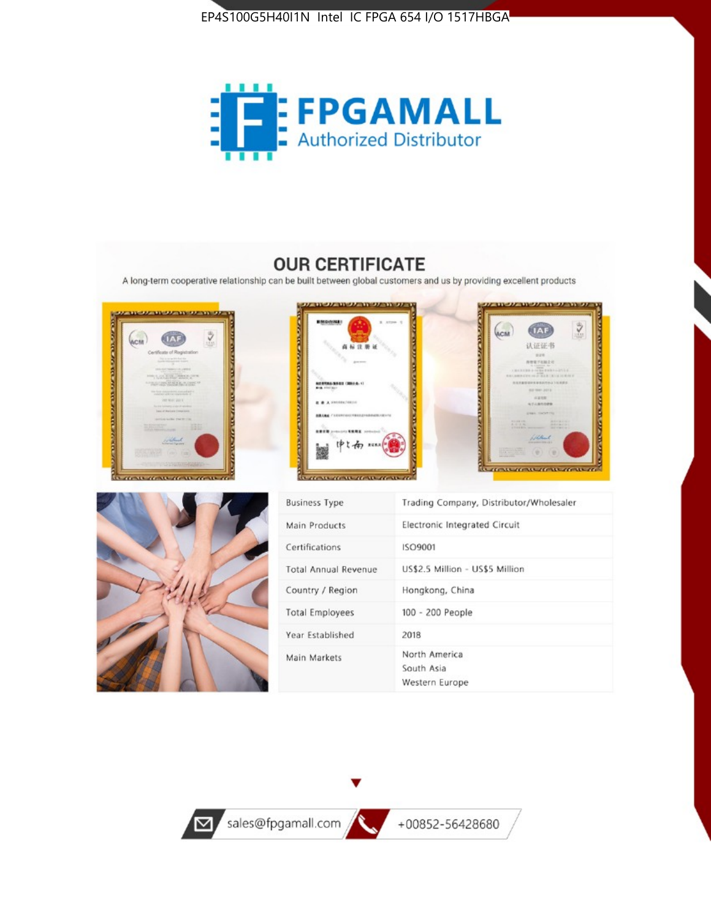FPGAMALL
Authorized Distributor

## OUR CERTIFICATE

A long-term cooperative relationship can be built between global customers and us by providing excellent products

| | |
|---|---|
| Business Type | Trading Company, Distributor/Wholesaler |
| Main Products | Electronic Integrated Circuit |
| Certifications | ISO9001 |
| Total Annual Revenue | US$2.5 Million - US$5 Million |
| Country / Region | Hongkong, China |
| Total Employees | 100 - 200 People |
| Year Established | 2018 |
| Main Markets | North America<br>South Asia<br>Western Europe |

sales@fpgamall.com

+00852-56428680